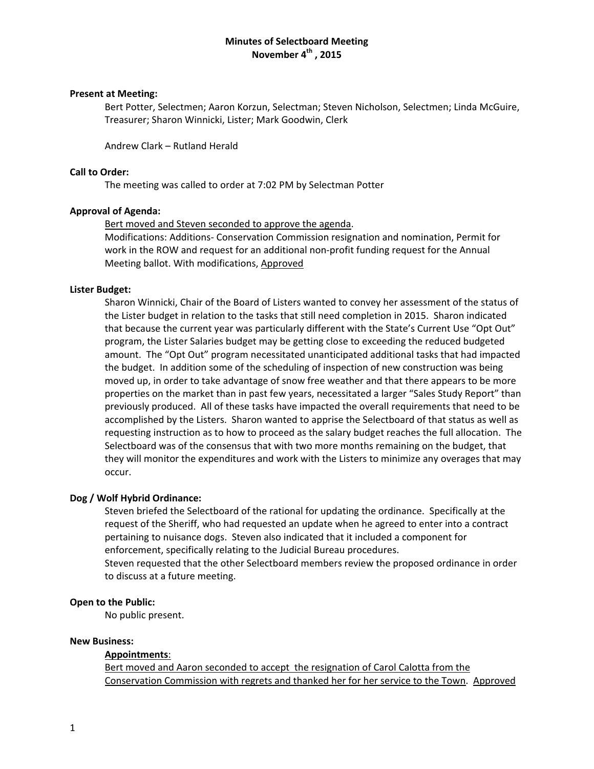# Minutes of Selectboard Meeting
## November 4th , 2015

**Present at Meeting:**

Bert Potter, Selectmen; Aaron Korzun, Selectman; Steven Nicholson, Selectmen; Linda McGuire, Treasurer; Sharon Winnicki, Lister; Mark Goodwin, Clerk

Andrew Clark – Rutland Herald

**Call to Order:**

The meeting was called to order at 7:02 PM by Selectman Potter

**Approval of Agenda:**

<u>Bert moved and Steven seconded to approve the agenda</u>.
Modifications: Additions- Conservation Commission resignation and nomination, Permit for work in the ROW and request for an additional non-profit funding request for the Annual Meeting ballot. With modifications, <u>Approved</u>

**Lister Budget:**

Sharon Winnicki, Chair of the Board of Listers wanted to convey her assessment of the status of the Lister budget in relation to the tasks that still need completion in 2015. Sharon indicated that because the current year was particularly different with the State's Current Use "Opt Out" program, the Lister Salaries budget may be getting close to exceeding the reduced budgeted amount. The "Opt Out" program necessitated unanticipated additional tasks that had impacted the budget. In addition some of the scheduling of inspection of new construction was being moved up, in order to take advantage of snow free weather and that there appears to be more properties on the market than in past few years, necessitated a larger "Sales Study Report" than previously produced. All of these tasks have impacted the overall requirements that need to be accomplished by the Listers. Sharon wanted to apprise the Selectboard of that status as well as requesting instruction as to how to proceed as the salary budget reaches the full allocation. The Selectboard was of the consensus that with two more months remaining on the budget, that they will monitor the expenditures and work with the Listers to minimize any overages that may occur.

**Dog / Wolf Hybrid Ordinance:**

Steven briefed the Selectboard of the rational for updating the ordinance. Specifically at the request of the Sheriff, who had requested an update when he agreed to enter into a contract pertaining to nuisance dogs. Steven also indicated that it included a component for enforcement, specifically relating to the Judicial Bureau procedures.
Steven requested that the other Selectboard members review the proposed ordinance in order to discuss at a future meeting.

**Open to the Public:**

No public present.

**New Business:**

**<u>Appointments</u>**:

<u>Bert moved and Aaron seconded to accept the resignation of Carol Calotta from the Conservation Commission with regrets and thanked her for her service to the Town</u>. <u>Approved</u>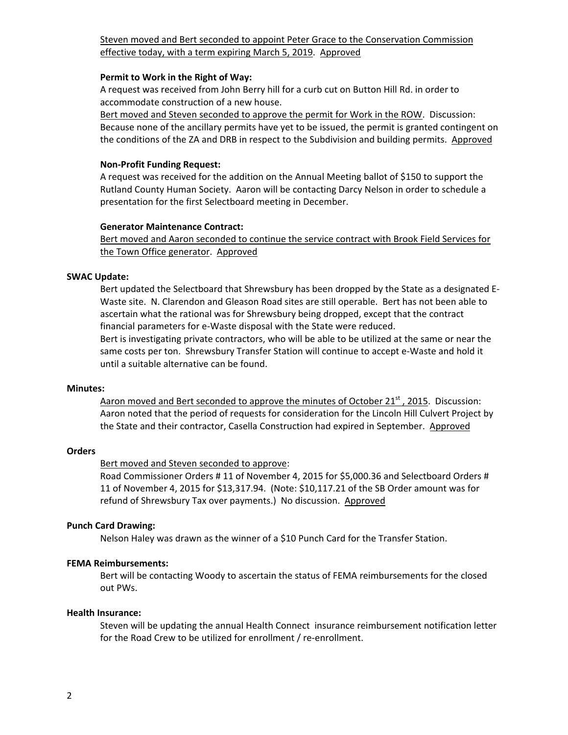Steven moved and Bert seconded to appoint Peter Grace to the Conservation Commission effective today, with a term expiring March 5, 2019. Approved

**Permit to Work in the Right of Way:**

A request was received from John Berry hill for a curb cut on Button Hill Rd. in order to accommodate construction of a new house.

Bert moved and Steven seconded to approve the permit for Work in the ROW. Discussion: Because none of the ancillary permits have yet to be issued, the permit is granted contingent on the conditions of the ZA and DRB in respect to the Subdivision and building permits. Approved

**Non-Profit Funding Request:**

A request was received for the addition on the Annual Meeting ballot of $150 to support the Rutland County Human Society. Aaron will be contacting Darcy Nelson in order to schedule a presentation for the first Selectboard meeting in December.

**Generator Maintenance Contract:**

Bert moved and Aaron seconded to continue the service contract with Brook Field Services for the Town Office generator. Approved

**SWAC Update:**

Bert updated the Selectboard that Shrewsbury has been dropped by the State as a designated E-Waste site. N. Clarendon and Gleason Road sites are still operable. Bert has not been able to ascertain what the rational was for Shrewsbury being dropped, except that the contract financial parameters for e-Waste disposal with the State were reduced.

Bert is investigating private contractors, who will be able to be utilized at the same or near the same costs per ton. Shrewsbury Transfer Station will continue to accept e-Waste and hold it until a suitable alternative can be found.

**Minutes:**

Aaron moved and Bert seconded to approve the minutes of October 21st, 2015. Discussion: Aaron noted that the period of requests for consideration for the Lincoln Hill Culvert Project by the State and their contractor, Casella Construction had expired in September. Approved

**Orders**

Bert moved and Steven seconded to approve:

Road Commissioner Orders # 11 of November 4, 2015 for $5,000.36 and Selectboard Orders # 11 of November 4, 2015 for $13,317.94. (Note: $10,117.21 of the SB Order amount was for refund of Shrewsbury Tax over payments.) No discussion. Approved

**Punch Card Drawing:**

Nelson Haley was drawn as the winner of a $10 Punch Card for the Transfer Station.

**FEMA Reimbursements:**

Bert will be contacting Woody to ascertain the status of FEMA reimbursements for the closed out PWs.

**Health Insurance:**

Steven will be updating the annual Health Connect insurance reimbursement notification letter for the Road Crew to be utilized for enrollment / re-enrollment.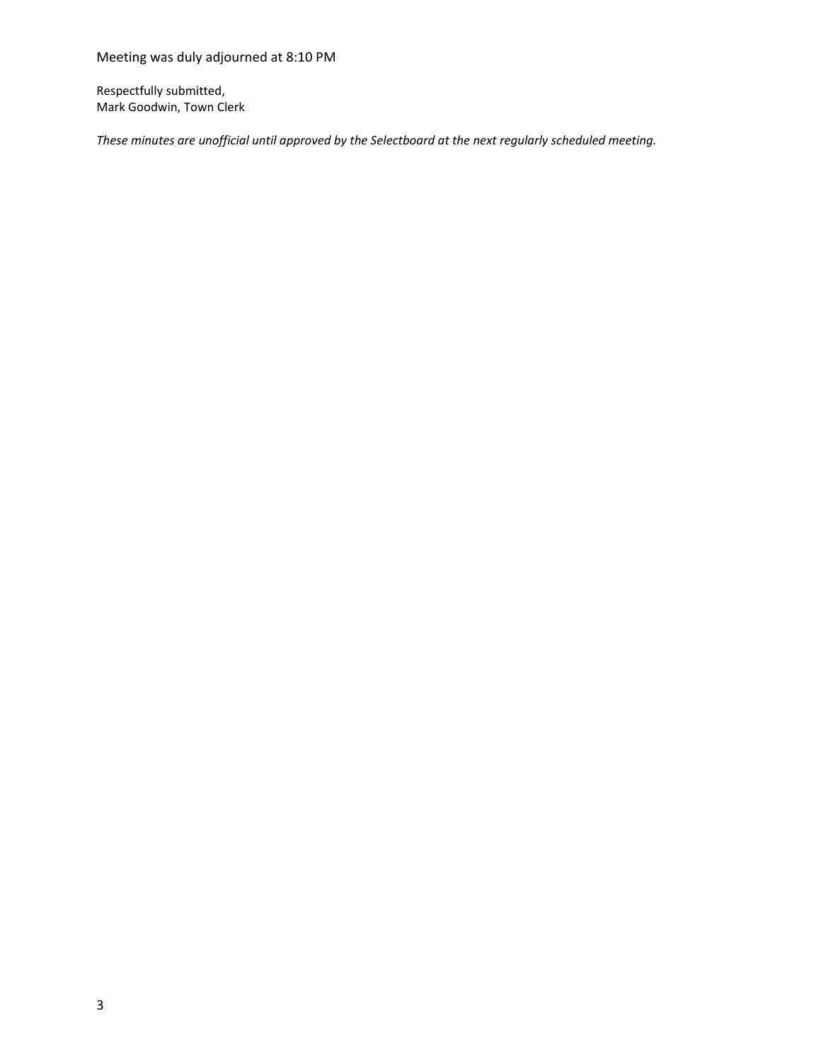Meeting was duly adjourned at 8:10 PM

Respectfully submitted,
Mark Goodwin, Town Clerk

*These minutes are unofficial until approved by the Selectboard at the next regularly scheduled meeting.*